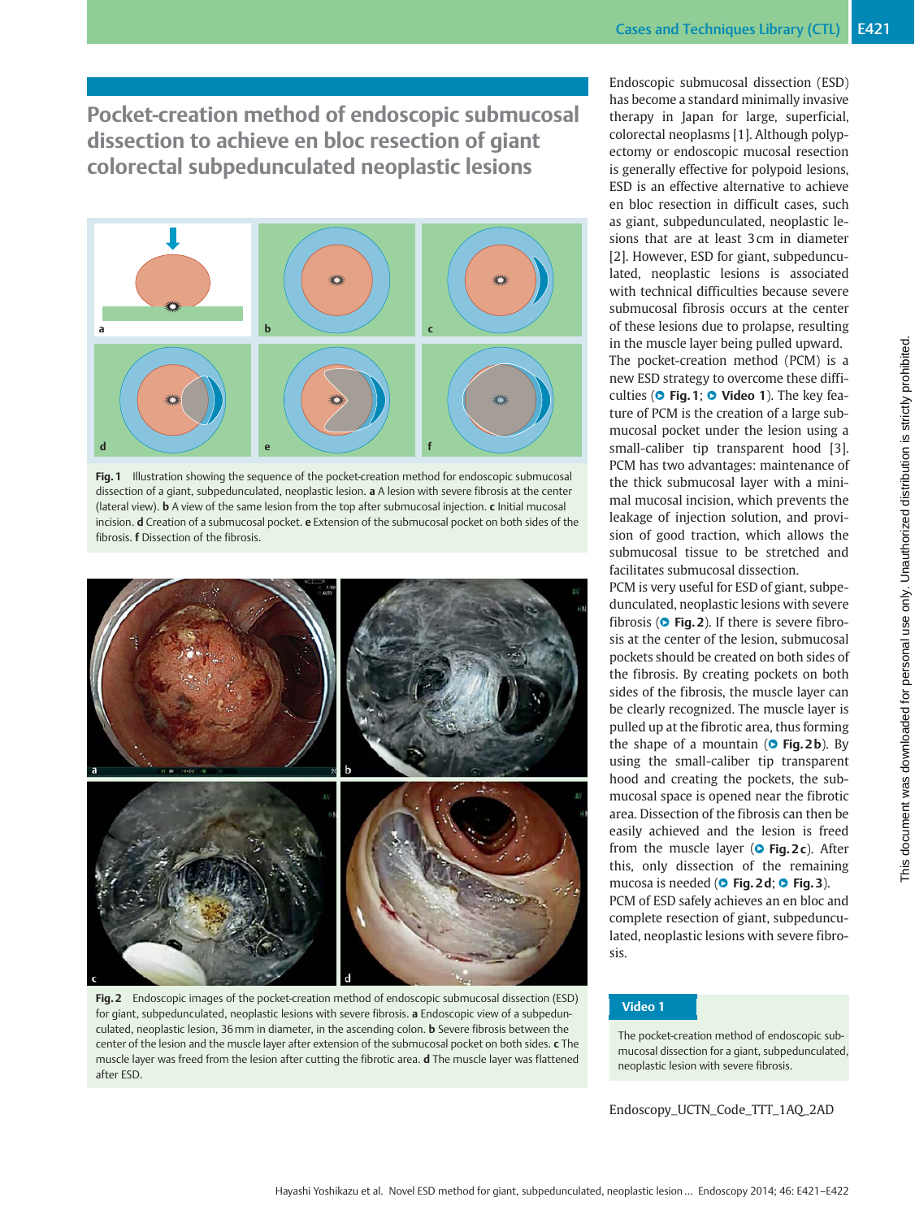# Pocket-creation method of endoscopic submucosal dissection to achieve en bloc resection of giant colorectal subpedunculated neoplastic lesions

**Fig. 1** Illustration showing the sequence of the pocket-creation method for endoscopic submucosal dissection of a giant, subpedunculated, neoplastic lesion. **a** A lesion with severe fibrosis at the center (lateral view). **b** A view of the same lesion from the top after submucosal injection. **c** Initial mucosal incision. **d** Creation of a submucosal pocket. **e** Extension of the submucosal pocket on both sides of the fibrosis. **f** Dissection of the fibrosis.

**Fig. 2** Endoscopic images of the pocket-creation method of endoscopic submucosal dissection (ESD) for giant, subpedunculated, neoplastic lesions with severe fibrosis. **a** Endoscopic view of a subpedunculated, neoplastic lesion, 36 mm in diameter, in the ascending colon. **b** Severe fibrosis between the center of the lesion and the muscle layer after extension of the submucosal pocket on both sides. **c** The muscle layer was freed from the lesion after cutting the fibrotic area. **d** The muscle layer was flattened after ESD.

Endoscopic submucosal dissection (ESD) has become a standard minimally invasive therapy in Japan for large, superficial, colorectal neoplasms [1]. Although polypectomy or endoscopic mucosal resection is generally effective for polypoid lesions, ESD is an effective alternative to achieve en bloc resection in difficult cases, such as giant, subpedunculated, neoplastic lesions that are at least 3 cm in diameter [2]. However, ESD for giant, subpedunculated, neoplastic lesions is associated with technical difficulties because severe submucosal fibrosis occurs at the center of these lesions due to prolapse, resulting in the muscle layer being pulled upward.

The pocket-creation method (PCM) is a new ESD strategy to overcome these difficulties (Fig. 1; Video 1). The key feature of PCM is the creation of a large submucosal pocket under the lesion using a small-caliber tip transparent hood [3]. PCM has two advantages: maintenance of the thick submucosal layer with a minimal mucosal incision, which prevents the leakage of injection solution, and provision of good traction, which allows the submucosal tissue to be stretched and facilitates submucosal dissection.

PCM is very useful for ESD of giant, subpedunculated, neoplastic lesions with severe fibrosis (Fig. 2). If there is severe fibrosis at the center of the lesion, submucosal pockets should be created on both sides of the fibrosis. By creating pockets on both sides of the fibrosis, the muscle layer can be clearly recognized. The muscle layer is pulled up at the fibrotic area, thus forming the shape of a mountain (Fig. 2b). By using the small-caliber tip transparent hood and creating the pockets, the submucosal space is opened near the fibrotic area. Dissection of the fibrosis can then be easily achieved and the lesion is freed from the muscle layer (Fig. 2c). After this, only dissection of the remaining mucosa is needed (Fig. 2d; Fig. 3).

PCM of ESD safely achieves an en bloc and complete resection of giant, subpedunculated, neoplastic lesions with severe fibrosis.

**Video 1**

The pocket-creation method of endoscopic submucosal dissection for a giant, subpedunculated, neoplastic lesion with severe fibrosis.

Endoscopy_UCTN_Code_TTT_1AQ_2AD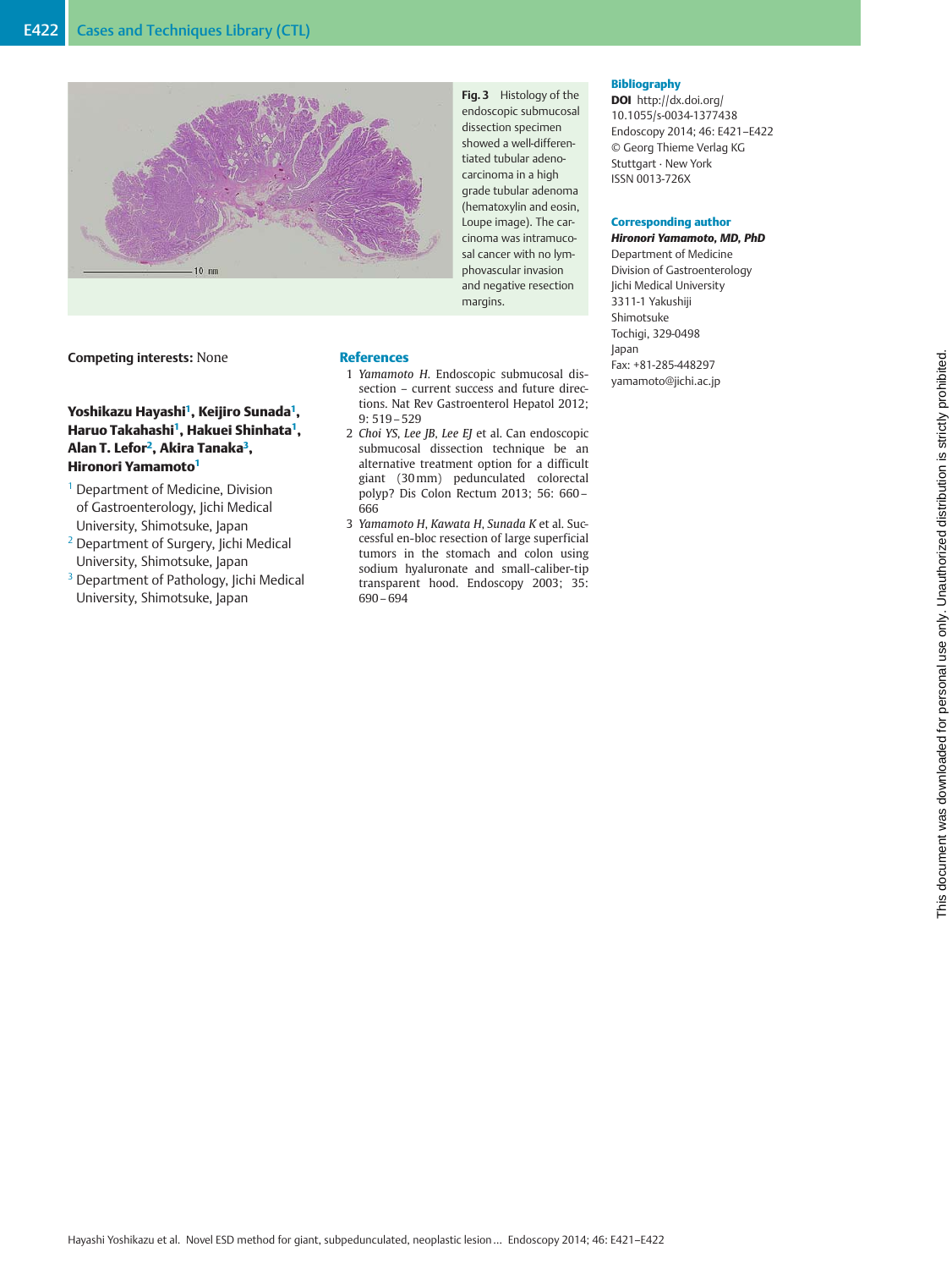Fig. 3 Histology of the endoscopic submucosal dissection specimen showed a well-differentiated tubular adenocarcinoma in a high grade tubular adenoma (hematoxylin and eosin, Loupe image). The carcinoma was intramucosal cancer with no lymphovascular invasion and negative resection margins.

**Competing interests:** None

**Yoshikazu Hayashi[1], Keijiro Sunada[1], Haruo Takahashi[1], Hakuei Shinhata[1], Alan T. Lefor[2], Akira Tanaka[3], Hironori Yamamoto[1]**

[1] Department of Medicine, Division of Gastroenterology, Jichi Medical University, Shimotsuke, Japan
[2] Department of Surgery, Jichi Medical University, Shimotsuke, Japan
[3] Department of Pathology, Jichi Medical University, Shimotsuke, Japan

## References

1. *Yamamoto H.* Endoscopic submucosal dissection – current success and future directions. Nat Rev Gastroenterol Hepatol 2012; 9: 519–529
2. *Choi YS, Lee JB, Lee EJ* et al. Can endoscopic submucosal dissection technique be an alternative treatment option for a difficult giant (30 mm) pedunculated colorectal polyp? Dis Colon Rectum 2013; 56: 660–666
3. *Yamamoto H, Kawata H, Sunada K* et al. Successful en-bloc resection of large superficial tumors in the stomach and colon using sodium hyaluronate and small-caliber-tip transparent hood. Endoscopy 2003; 35: 690–694

## Bibliography

**DOI** http://dx.doi.org/10.1055/s-0034-1377438
Endoscopy 2014; 46: E421–E422
© Georg Thieme Verlag KG
Stuttgart · New York
ISSN 0013-726X

## Corresponding author

***Hironori Yamamoto, MD, PhD***
Department of Medicine
Division of Gastroenterology
Jichi Medical University
3311-1 Yakushiji
Shimotsuke
Tochigi, 329-0498
Japan
Fax: +81-285-448297
yamamoto@jichi.ac.jp